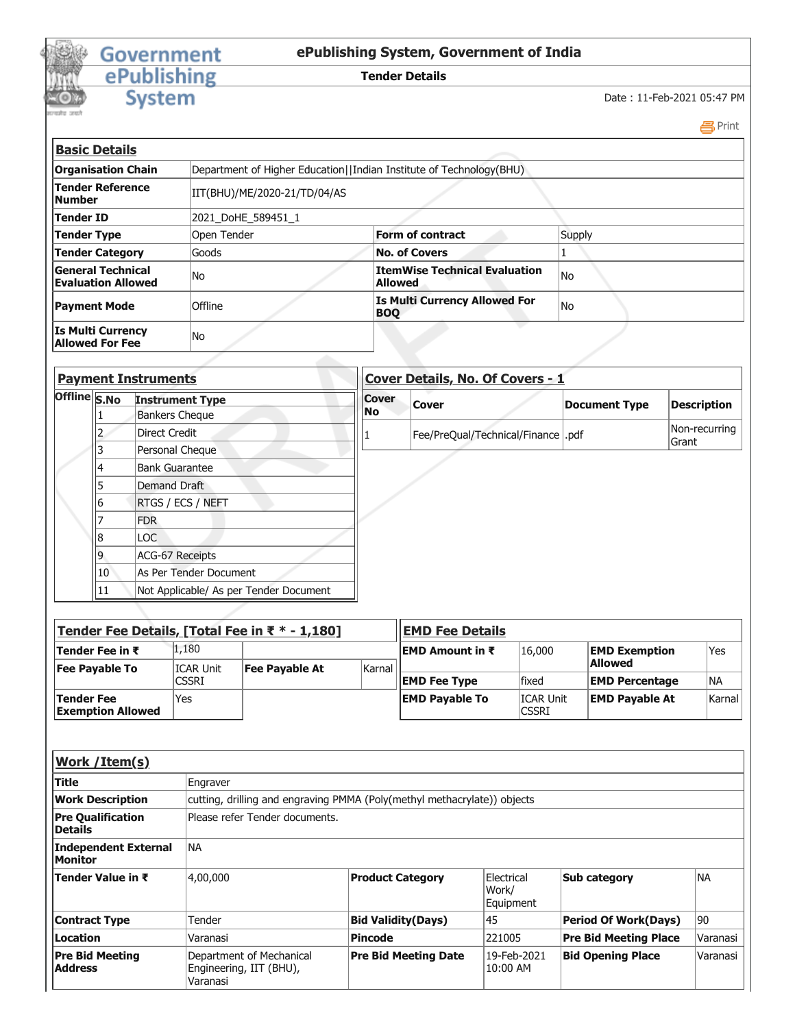# ePublishing System, Government of India

## Tender Details

Date : 11-Feb-2021 05:47 PM

### Basic Details

| Organisation Chain | Department of Higher Education\|\|Indian Institute of Technology(BHU) | | |
|---|---|---|---|
| Tender Reference Number | IIT(BHU)/ME/2020-21/TD/04/AS | | |
| Tender ID | 2021_DoHE_589451_1 | | |
| Tender Type | Open Tender | Form of contract | Supply |
| Tender Category | Goods | No. of Covers | 1 |
| General Technical Evaluation Allowed | No | ItemWise Technical Evaluation Allowed | No |
| Payment Mode | Offline | Is Multi Currency Allowed For BOQ | No |
| Is Multi Currency Allowed For Fee | No | | |

### Payment Instruments

| Offline | S.No | Instrument Type |
|---|---|---|
| | 1 | Bankers Cheque |
| | 2 | Direct Credit |
| | 3 | Personal Cheque |
| | 4 | Bank Guarantee |
| | 5 | Demand Draft |
| | 6 | RTGS / ECS / NEFT |
| | 7 | FDR |
| | 8 | LOC |
| | 9 | ACG-67 Receipts |
| | 10 | As Per Tender Document |
| | 11 | Not Applicable/ As per Tender Document |

### Cover Details, No. Of Covers - 1

| Cover No | Cover | Document Type | Description |
|---|---|---|---|
| 1 | Fee/PreQual/Technical/Finance | .pdf | Non-recurring Grant |

### Tender Fee Details, [Total Fee in ₹ * - 1,180]

| Tender Fee in ₹ | 1,180 | | |
|---|---|---|---|
| Fee Payable To | ICAR Unit CSSRI | Fee Payable At | Karnal |
| Tender Fee Exemption Allowed | Yes | | |

### EMD Fee Details

| EMD Amount in ₹ | 16,000 | EMD Exemption Allowed | Yes |
|---|---|---|---|
| EMD Fee Type | fixed | EMD Percentage | NA |
| EMD Payable To | ICAR Unit CSSRI | EMD Payable At | Karnal |

### Work /Item(s)

| Title | Engraver | | | | |
|---|---|---|---|---|---|
| Work Description | cutting, drilling and engraving PMMA (Poly(methyl methacrylate)) objects | | | | |
| Pre Qualification Details | Please refer Tender documents. | | | | |
| Independent External Monitor | NA | | | | |
| Tender Value in ₹ | 4,00,000 | Product Category | Electrical Work/ Equipment | Sub category | NA |
| Contract Type | Tender | Bid Validity(Days) | 45 | Period Of Work(Days) | 90 |
| Location | Varanasi | Pincode | 221005 | Pre Bid Meeting Place | Varanasi |
| Pre Bid Meeting Address | Department of Mechanical Engineering, IIT (BHU), Varanasi | Pre Bid Meeting Date | 19-Feb-2021 10:00 AM | Bid Opening Place | Varanasi |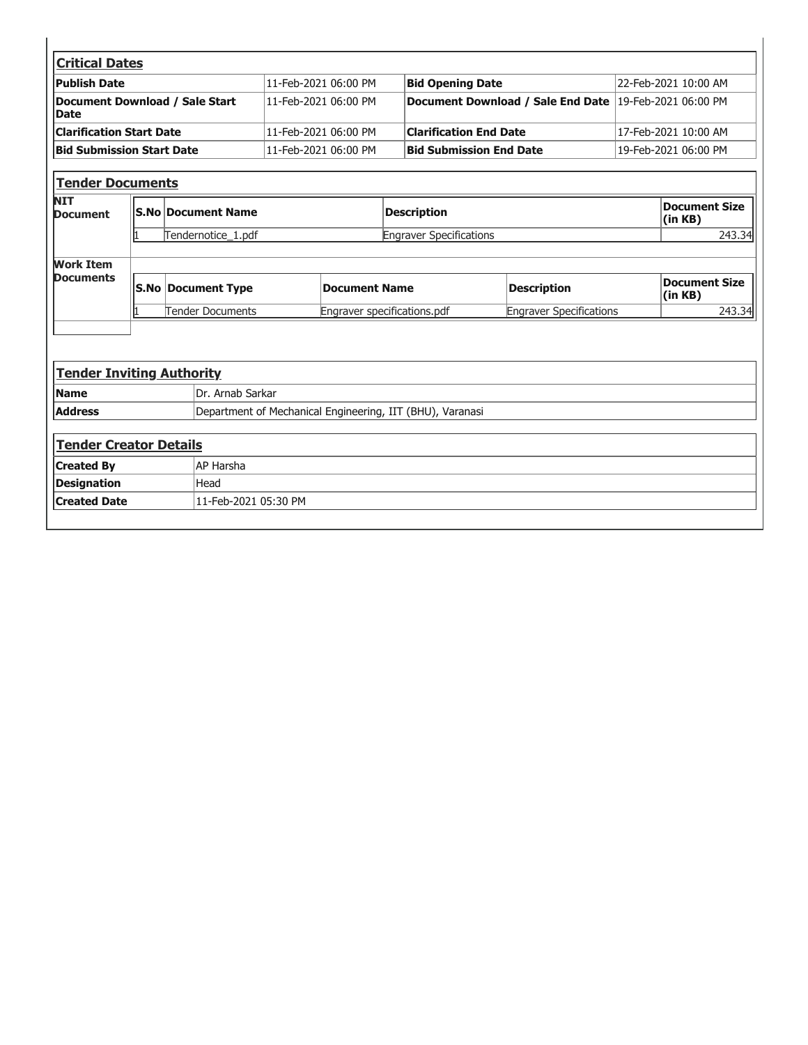## Critical Dates

| | | | |
|---|---|---|---|
| **Publish Date** | 11-Feb-2021 06:00 PM | **Bid Opening Date** | 22-Feb-2021 10:00 AM |
| **Document Download / Sale Start Date** | 11-Feb-2021 06:00 PM | **Document Download / Sale End Date** | 19-Feb-2021 06:00 PM |
| **Clarification Start Date** | 11-Feb-2021 06:00 PM | **Clarification End Date** | 17-Feb-2021 10:00 AM |
| **Bid Submission Start Date** | 11-Feb-2021 06:00 PM | **Bid Submission End Date** | 19-Feb-2021 06:00 PM |

## Tender Documents

**NIT Document**

| S.No | Document Name | Description | Document Size (in KB) |
|---|---|---|---|
| 1 | Tendernotice_1.pdf | Engraver Specifications | 243.34 |

**Work Item Documents**

| S.No | Document Type | Document Name | Description | Document Size (in KB) |
|---|---|---|---|---|
| 1 | Tender Documents | Engraver specifications.pdf | Engraver Specifications | 243.34 |

## Tender Inviting Authority

| | |
|---|---|
| **Name** | Dr. Arnab Sarkar |
| **Address** | Department of Mechanical Engineering, IIT (BHU), Varanasi |

## Tender Creator Details

| | |
|---|---|
| **Created By** | AP Harsha |
| **Designation** | Head |
| **Created Date** | 11-Feb-2021 05:30 PM |